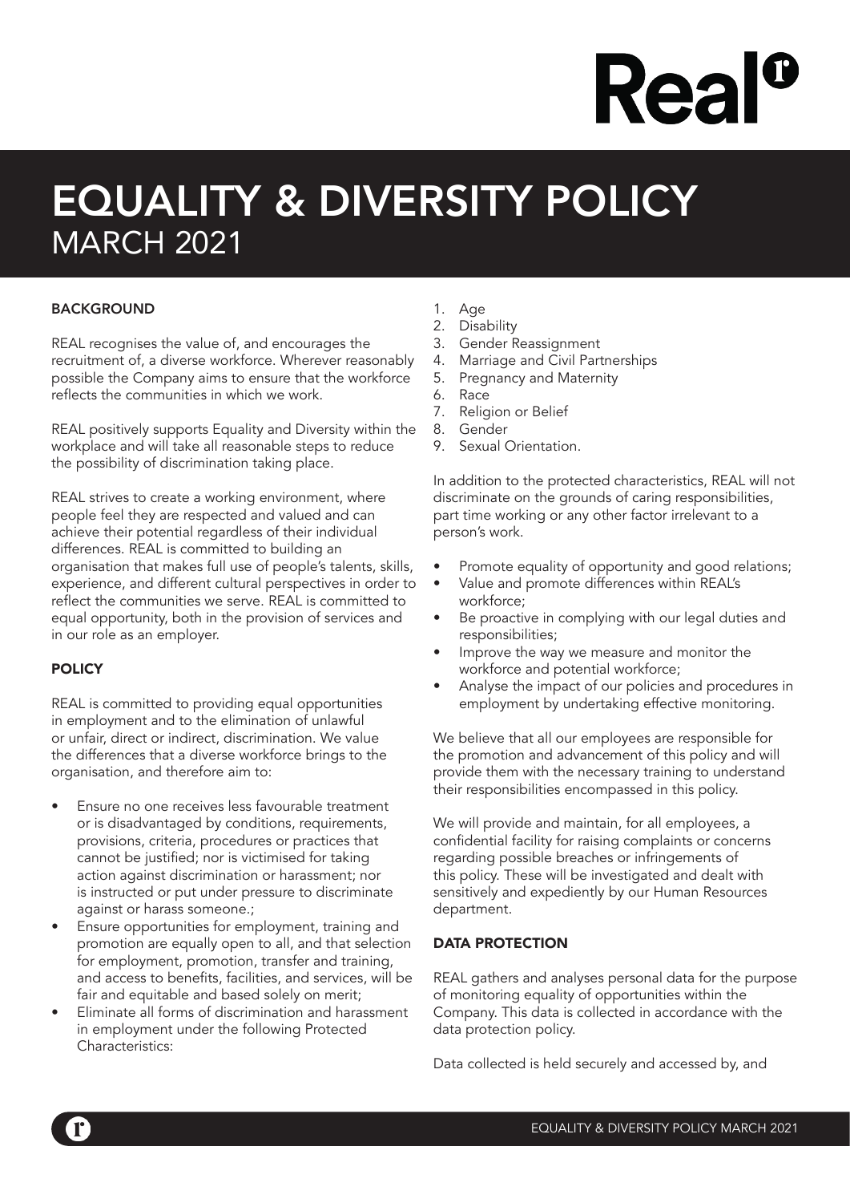# EQUALITY & DIVERSITY POLICY
## MARCH 2021

### BACKGROUND

REAL recognises the value of, and encourages the recruitment of, a diverse workforce. Wherever reasonably possible the Company aims to ensure that the workforce reflects the communities in which we work.

REAL positively supports Equality and Diversity within the workplace and will take all reasonable steps to reduce the possibility of discrimination taking place.

REAL strives to create a working environment, where people feel they are respected and valued and can achieve their potential regardless of their individual differences. REAL is committed to building an organisation that makes full use of people's talents, skills, experience, and different cultural perspectives in order to reflect the communities we serve. REAL is committed to equal opportunity, both in the provision of services and in our role as an employer.

### POLICY

REAL is committed to providing equal opportunities in employment and to the elimination of unlawful or unfair, direct or indirect, discrimination. We value the differences that a diverse workforce brings to the organisation, and therefore aim to:

- Ensure no one receives less favourable treatment or is disadvantaged by conditions, requirements, provisions, criteria, procedures or practices that cannot be justified; nor is victimised for taking action against discrimination or harassment; nor is instructed or put under pressure to discriminate against or harass someone.;
- Ensure opportunities for employment, training and promotion are equally open to all, and that selection for employment, promotion, transfer and training, and access to benefits, facilities, and services, will be fair and equitable and based solely on merit;
- Eliminate all forms of discrimination and harassment in employment under the following Protected Characteristics:

1. Age
2. Disability
3. Gender Reassignment
4. Marriage and Civil Partnerships
5. Pregnancy and Maternity
6. Race
7. Religion or Belief
8. Gender
9. Sexual Orientation.

In addition to the protected characteristics, REAL will not discriminate on the grounds of caring responsibilities, part time working or any other factor irrelevant to a person's work.

- Promote equality of opportunity and good relations;
- Value and promote differences within REAL's workforce;
- Be proactive in complying with our legal duties and responsibilities;
- Improve the way we measure and monitor the workforce and potential workforce;
- Analyse the impact of our policies and procedures in employment by undertaking effective monitoring.

We believe that all our employees are responsible for the promotion and advancement of this policy and will provide them with the necessary training to understand their responsibilities encompassed in this policy.

We will provide and maintain, for all employees, a confidential facility for raising complaints or concerns regarding possible breaches or infringements of this policy. These will be investigated and dealt with sensitively and expediently by our Human Resources department.

### DATA PROTECTION

REAL gathers and analyses personal data for the purpose of monitoring equality of opportunities within the Company. This data is collected in accordance with the data protection policy.

Data collected is held securely and accessed by, and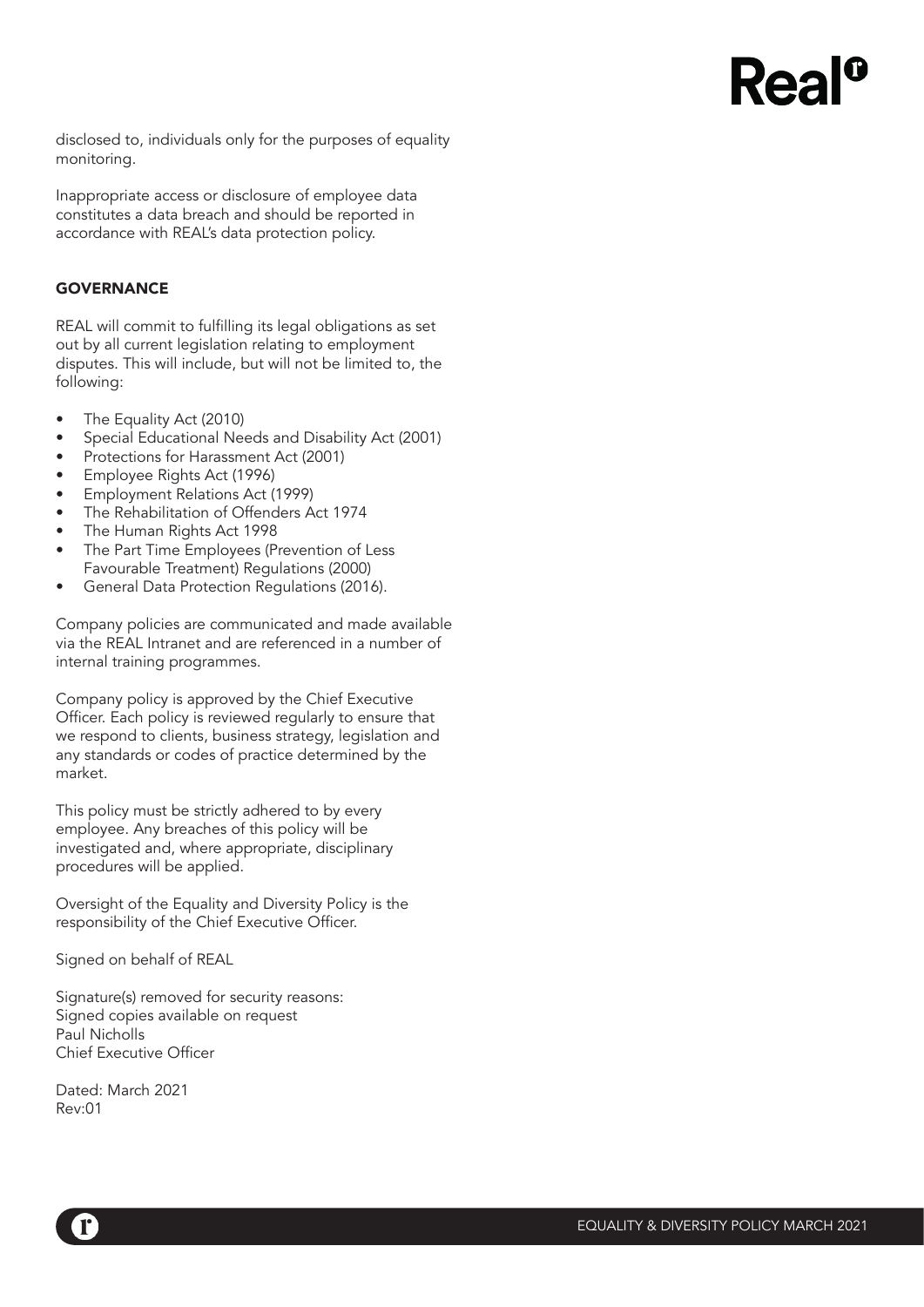disclosed to, individuals only for the purposes of equality monitoring.

Inappropriate access or disclosure of employee data constitutes a data breach and should be reported in accordance with REAL's data protection policy.

## GOVERNANCE

REAL will commit to fulfilling its legal obligations as set out by all current legislation relating to employment disputes. This will include, but will not be limited to, the following:

- The Equality Act (2010)
- Special Educational Needs and Disability Act (2001)
- Protections for Harassment Act (2001)
- Employee Rights Act (1996)
- Employment Relations Act (1999)
- The Rehabilitation of Offenders Act 1974
- The Human Rights Act 1998
- The Part Time Employees (Prevention of Less Favourable Treatment) Regulations (2000)
- General Data Protection Regulations (2016).

Company policies are communicated and made available via the REAL Intranet and are referenced in a number of internal training programmes.

Company policy is approved by the Chief Executive Officer. Each policy is reviewed regularly to ensure that we respond to clients, business strategy, legislation and any standards or codes of practice determined by the market.

This policy must be strictly adhered to by every employee. Any breaches of this policy will be investigated and, where appropriate, disciplinary procedures will be applied.

Oversight of the Equality and Diversity Policy is the responsibility of the Chief Executive Officer.

Signed on behalf of REAL

Signature(s) removed for security reasons:
Signed copies available on request
Paul Nicholls
Chief Executive Officer

Dated: March 2021
Rev:01